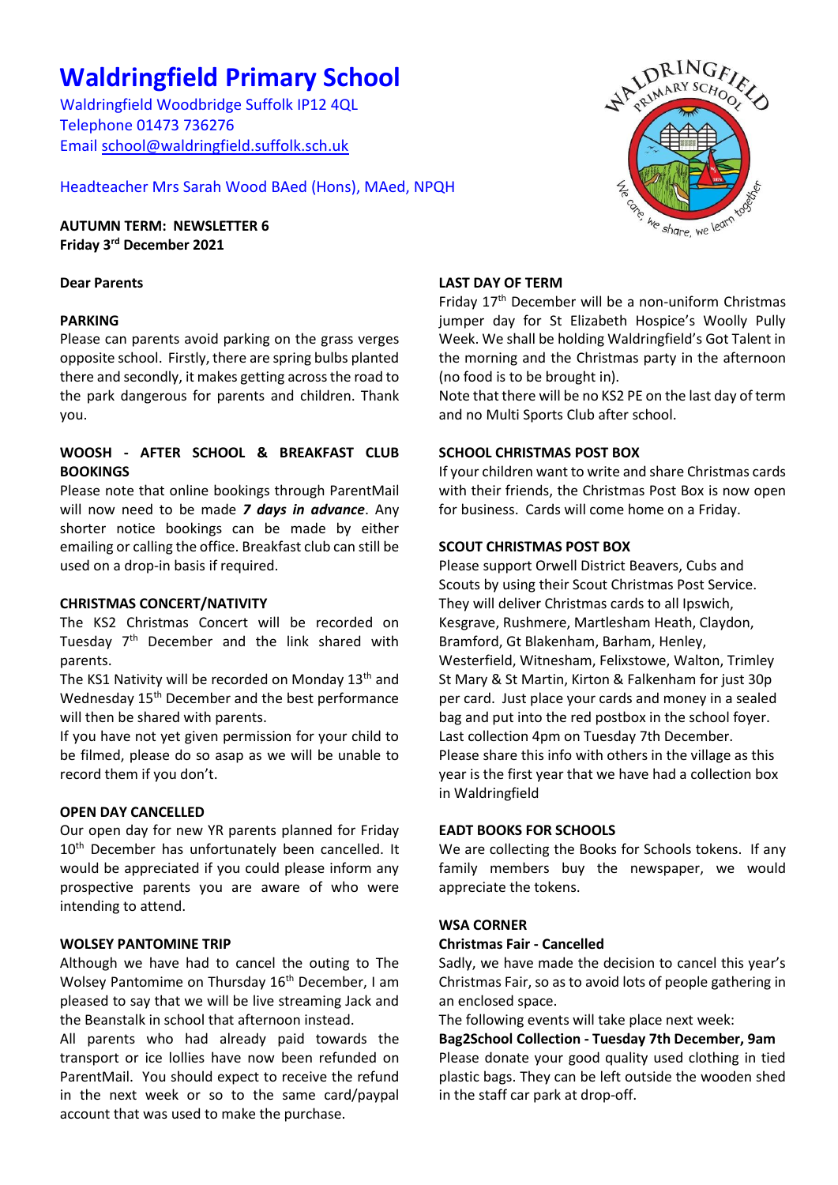# Waldringfield Primary School

Waldringfield Woodbridge Suffolk IP12 4QL
Telephone 01473 736276
Email school@waldringfield.suffolk.sch.uk

Headteacher Mrs Sarah Wood BAed (Hons), MAed, NPQH

**AUTUMN TERM: NEWSLETTER 6**
**Friday 3rd December 2021**

**Dear Parents**

**PARKING**

Please can parents avoid parking on the grass verges opposite school. Firstly, there are spring bulbs planted there and secondly, it makes getting across the road to the park dangerous for parents and children. Thank you.

**WOOSH - AFTER SCHOOL & BREAKFAST CLUB BOOKINGS**

Please note that online bookings through ParentMail will now need to be made ***7 days in advance***. Any shorter notice bookings can be made by either emailing or calling the office. Breakfast club can still be used on a drop-in basis if required.

**CHRISTMAS CONCERT/NATIVITY**

The KS2 Christmas Concert will be recorded on Tuesday 7th December and the link shared with parents.

The KS1 Nativity will be recorded on Monday 13th and Wednesday 15th December and the best performance will then be shared with parents.

If you have not yet given permission for your child to be filmed, please do so asap as we will be unable to record them if you don't.

**OPEN DAY CANCELLED**

Our open day for new YR parents planned for Friday 10th December has unfortunately been cancelled. It would be appreciated if you could please inform any prospective parents you are aware of who were intending to attend.

**WOLSEY PANTOMINE TRIP**

Although we have had to cancel the outing to The Wolsey Pantomime on Thursday 16th December, I am pleased to say that we will be live streaming Jack and the Beanstalk in school that afternoon instead.

All parents who had already paid towards the transport or ice lollies have now been refunded on ParentMail. You should expect to receive the refund in the next week or so to the same card/paypal account that was used to make the purchase.

**LAST DAY OF TERM**

Friday 17th December will be a non-uniform Christmas jumper day for St Elizabeth Hospice's Woolly Pully Week. We shall be holding Waldringfield's Got Talent in the morning and the Christmas party in the afternoon (no food is to be brought in).

Note that there will be no KS2 PE on the last day of term and no Multi Sports Club after school.

**SCHOOL CHRISTMAS POST BOX**

If your children want to write and share Christmas cards with their friends, the Christmas Post Box is now open for business. Cards will come home on a Friday.

**SCOUT CHRISTMAS POST BOX**

Please support Orwell District Beavers, Cubs and Scouts by using their Scout Christmas Post Service. They will deliver Christmas cards to all Ipswich, Kesgrave, Rushmere, Martlesham Heath, Claydon, Bramford, Gt Blakenham, Barham, Henley, Westerfield, Witnesham, Felixstowe, Walton, Trimley St Mary & St Martin, Kirton & Falkenham for just 30p per card. Just place your cards and money in a sealed bag and put into the red postbox in the school foyer. Last collection 4pm on Tuesday 7th December.

Please share this info with others in the village as this year is the first year that we have had a collection box in Waldringfield

**EADT BOOKS FOR SCHOOLS**

We are collecting the Books for Schools tokens. If any family members buy the newspaper, we would appreciate the tokens.

**WSA CORNER**

**Christmas Fair - Cancelled**

Sadly, we have made the decision to cancel this year's Christmas Fair, so as to avoid lots of people gathering in an enclosed space.

The following events will take place next week:

**Bag2School Collection - Tuesday 7th December, 9am**

Please donate your good quality used clothing in tied plastic bags. They can be left outside the wooden shed in the staff car park at drop-off.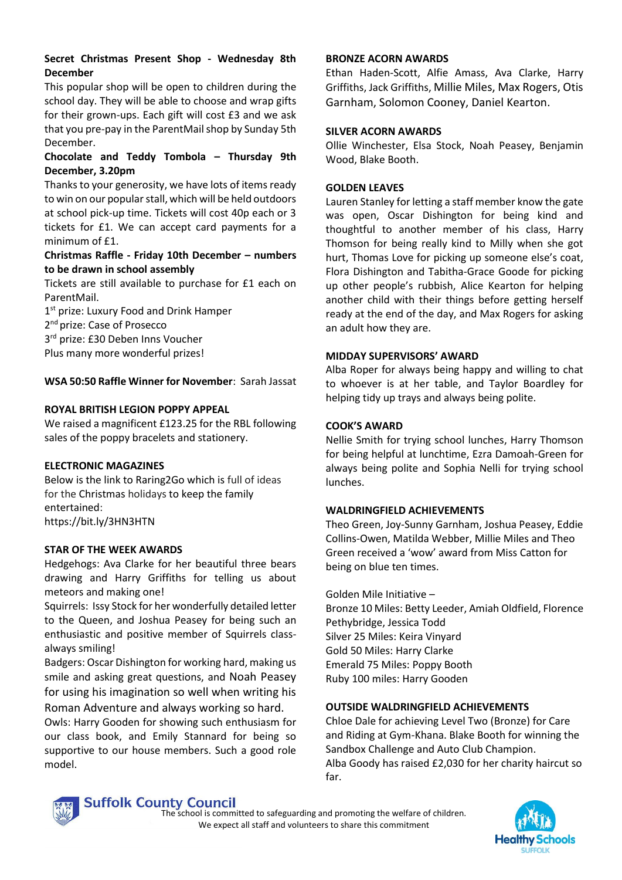**Secret Christmas Present Shop - Wednesday 8th December**

This popular shop will be open to children during the school day. They will be able to choose and wrap gifts for their grown-ups. Each gift will cost £3 and we ask that you pre-pay in the ParentMail shop by Sunday 5th December.

**Chocolate and Teddy Tombola – Thursday 9th December, 3.20pm**

Thanks to your generosity, we have lots of items ready to win on our popular stall, which will be held outdoors at school pick-up time. Tickets will cost 40p each or 3 tickets for £1. We can accept card payments for a minimum of £1.

**Christmas Raffle - Friday 10th December – numbers to be drawn in school assembly**

Tickets are still available to purchase for £1 each on ParentMail.

1st prize: Luxury Food and Drink Hamper
2nd prize: Case of Prosecco
3rd prize: £30 Deben Inns Voucher
Plus many more wonderful prizes!

**WSA 50:50 Raffle Winner for November**: Sarah Jassat

**ROYAL BRITISH LEGION POPPY APPEAL**

We raised a magnificent £123.25 for the RBL following sales of the poppy bracelets and stationery.

**ELECTRONIC MAGAZINES**

Below is the link to Raring2Go which is full of ideas for the Christmas holidays to keep the family entertained:
https://bit.ly/3HN3HTN

**STAR OF THE WEEK AWARDS**

Hedgehogs: Ava Clarke for her beautiful three bears drawing and Harry Griffiths for telling us about meteors and making one!

Squirrels: Issy Stock for her wonderfully detailed letter to the Queen, and Joshua Peasey for being such an enthusiastic and positive member of Squirrels class- always smiling!

Badgers: Oscar Dishington for working hard, making us smile and asking great questions, and Noah Peasey for using his imagination so well when writing his Roman Adventure and always working so hard.

Owls: Harry Gooden for showing such enthusiasm for our class book, and Emily Stannard for being so supportive to our house members. Such a good role model.

**BRONZE ACORN AWARDS**

Ethan Haden-Scott, Alfie Amass, Ava Clarke, Harry Griffiths, Jack Griffiths, Millie Miles, Max Rogers, Otis Garnham, Solomon Cooney, Daniel Kearton.

**SILVER ACORN AWARDS**

Ollie Winchester, Elsa Stock, Noah Peasey, Benjamin Wood, Blake Booth.

**GOLDEN LEAVES**

Lauren Stanley for letting a staff member know the gate was open, Oscar Dishington for being kind and thoughtful to another member of his class, Harry Thomson for being really kind to Milly when she got hurt, Thomas Love for picking up someone else's coat, Flora Dishington and Tabitha-Grace Goode for picking up other people's rubbish, Alice Kearton for helping another child with their things before getting herself ready at the end of the day, and Max Rogers for asking an adult how they are.

**MIDDAY SUPERVISORS' AWARD**

Alba Roper for always being happy and willing to chat to whoever is at her table, and Taylor Boardley for helping tidy up trays and always being polite.

**COOK'S AWARD**

Nellie Smith for trying school lunches, Harry Thomson for being helpful at lunchtime, Ezra Damoah-Green for always being polite and Sophia Nelli for trying school lunches.

**WALDRINGFIELD ACHIEVEMENTS**

Theo Green, Joy-Sunny Garnham, Joshua Peasey, Eddie Collins-Owen, Matilda Webber, Millie Miles and Theo Green received a 'wow' award from Miss Catton for being on blue ten times.

Golden Mile Initiative –
Bronze 10 Miles: Betty Leeder, Amiah Oldfield, Florence Pethybridge, Jessica Todd
Silver 25 Miles: Keira Vinyard
Gold 50 Miles: Harry Clarke
Emerald 75 Miles: Poppy Booth
Ruby 100 miles: Harry Gooden

**OUTSIDE WALDRINGFIELD ACHIEVEMENTS**

Chloe Dale for achieving Level Two (Bronze) for Care and Riding at Gym-Khana. Blake Booth for winning the Sandbox Challenge and Auto Club Champion.
Alba Goody has raised £2,030 for her charity haircut so far.

Suffolk County Council
The school is committed to safeguarding and promoting the welfare of children. We expect all staff and volunteers to share this commitment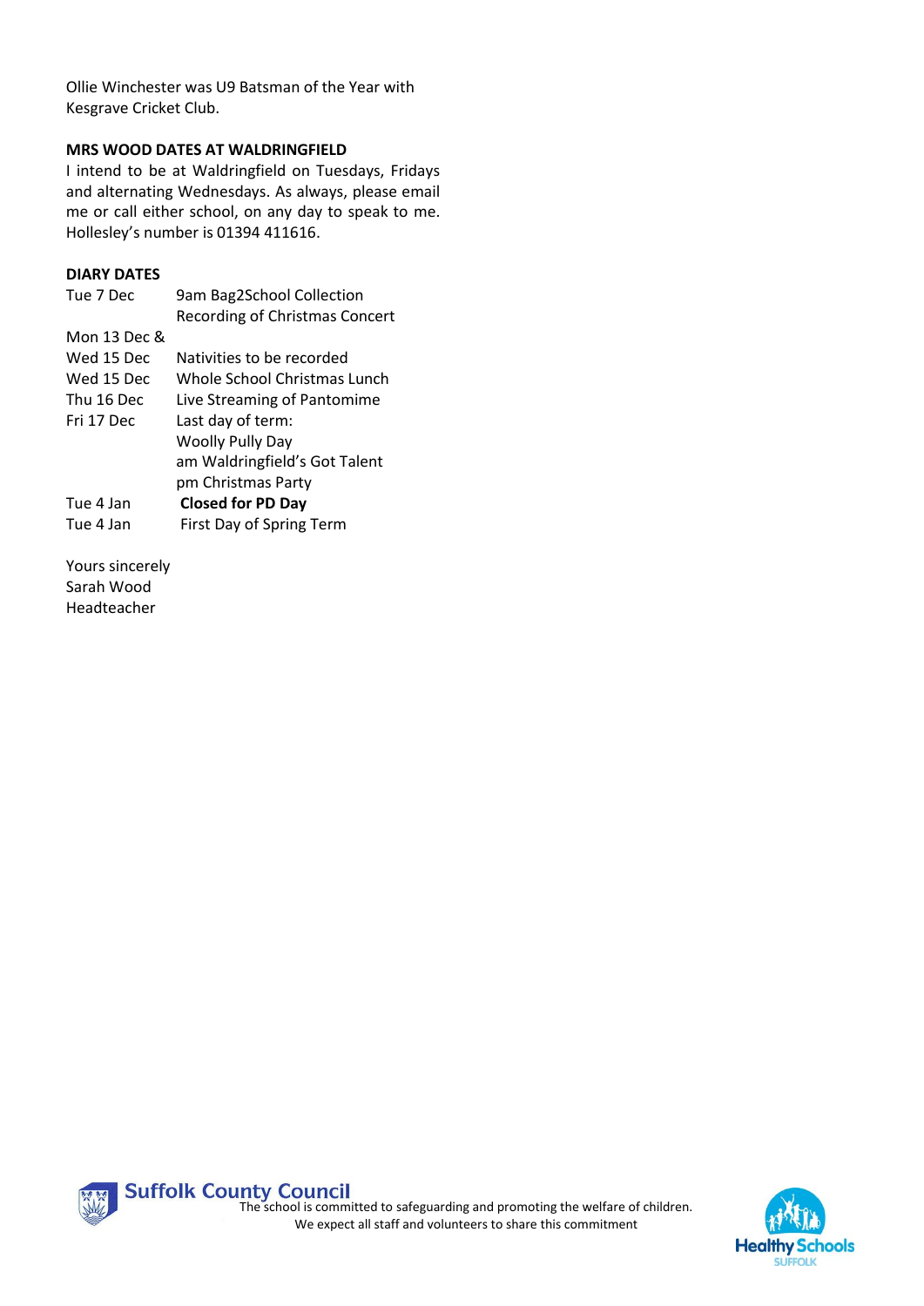Ollie Winchester was U9 Batsman of the Year with Kesgrave Cricket Club.

**MRS WOOD DATES AT WALDRINGFIELD**

I intend to be at Waldringfield on Tuesdays, Fridays and alternating Wednesdays. As always, please email me or call either school, on any day to speak to me. Hollesley's number is 01394 411616.

**DIARY DATES**

| | |
|---|---|
| Tue 7 Dec | 9am Bag2School Collection<br>Recording of Christmas Concert |
| Mon 13 Dec &<br>Wed 15 Dec | Nativities to be recorded |
| Wed 15 Dec | Whole School Christmas Lunch |
| Thu 16 Dec | Live Streaming of Pantomime |
| Fri 17 Dec | Last day of term:<br>Woolly Pully Day<br>am Waldringfield's Got Talent<br>pm Christmas Party |
| Tue 4 Jan | **Closed for PD Day** |
| Tue 4 Jan | First Day of Spring Term |

Yours sincerely
Sarah Wood
Headteacher

The school is committed to safeguarding and promoting the welfare of children.
We expect all staff and volunteers to share this commitment